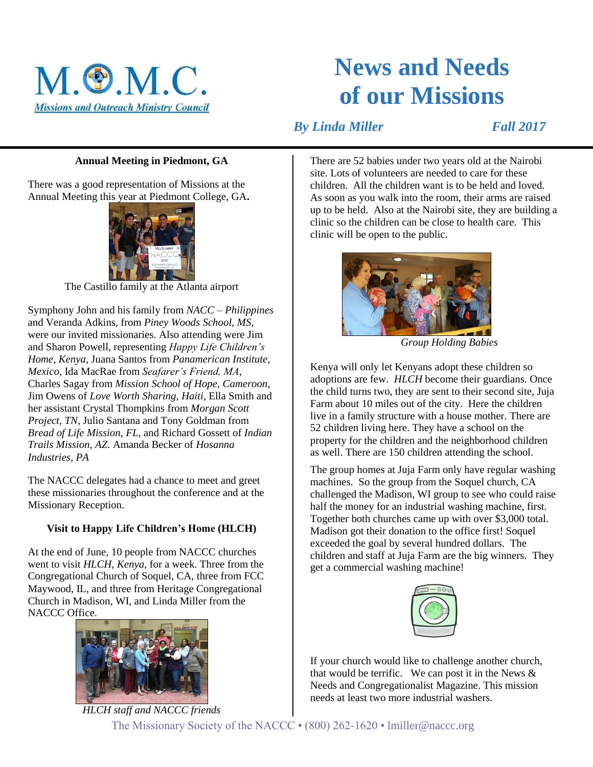M.O.M.C.

Missions and Outreach Ministry Council

# News and Needs of our Missions

*By Linda Miller* *Fall 2017*

### Annual Meeting in Piedmont, GA

There was a good representation of Missions at the Annual Meeting this year at Piedmont College, GA**.**

The Castillo family at the Atlanta airport

Symphony John and his family from *NACC – Philippines* and Veranda Adkins, from *Piney Woods School, MS*, were our invited missionaries. Also attending were Jim and Sharon Powell, representing *Happy Life Children's Home, Kenya*, Juana Santos from *Panamerican Institute, Mexico*, Ida MacRae from *Seafarer's Friend, MA*, Charles Sagay from *Mission School of Hope, Cameroon*, Jim Owens of *Love Worth Sharing, Haiti*, Ella Smith and her assistant Crystal Thompkins from *Morgan Scott Project, TN*, Julio Santana and Tony Goldman from *Bread of Life Mission, FL,* and Richard Gossett of *Indian Trails Mission, AZ.* Amanda Becker of *Hosanna Industries, PA*

The NACCC delegates had a chance to meet and greet these missionaries throughout the conference and at the Missionary Reception.

### Visit to Happy Life Children's Home (HLCH)

At the end of June, 10 people from NACCC churches went to visit *HLCH, Kenya*, for a week. Three from the Congregational Church of Soquel, CA, three from FCC Maywood, IL, and three from Heritage Congregational Church in Madison, WI, and Linda Miller from the NACCC Office.

*HLCH staff and NACCC friends*

There are 52 babies under two years old at the Nairobi site. Lots of volunteers are needed to care for these children. All the children want is to be held and loved. As soon as you walk into the room, their arms are raised up to be held. Also at the Nairobi site, they are building a clinic so the children can be close to health care. This clinic will be open to the public.

*Group Holding Babies*

Kenya will only let Kenyans adopt these children so adoptions are few. *HLCH* become their guardians. Once the child turns two, they are sent to their second site, Juja Farm about 10 miles out of the city. Here the children live in a family structure with a house mother. There are 52 children living here. They have a school on the property for the children and the neighborhood children as well. There are 150 children attending the school.

The group homes at Juja Farm only have regular washing machines. So the group from the Soquel church, CA challenged the Madison, WI group to see who could raise half the money for an industrial washing machine, first. Together both churches came up with over $3,000 total. Madison got their donation to the office first! Soquel exceeded the goal by several hundred dollars. The children and staff at Juja Farm are the big winners. They get a commercial washing machine!

If your church would like to challenge another church, that would be terrific. We can post it in the News & Needs and Congregationalist Magazine. This mission needs at least two more industrial washers.

The Missionary Society of the NACCC • (800) 262-1620 • lmiller@naccc.org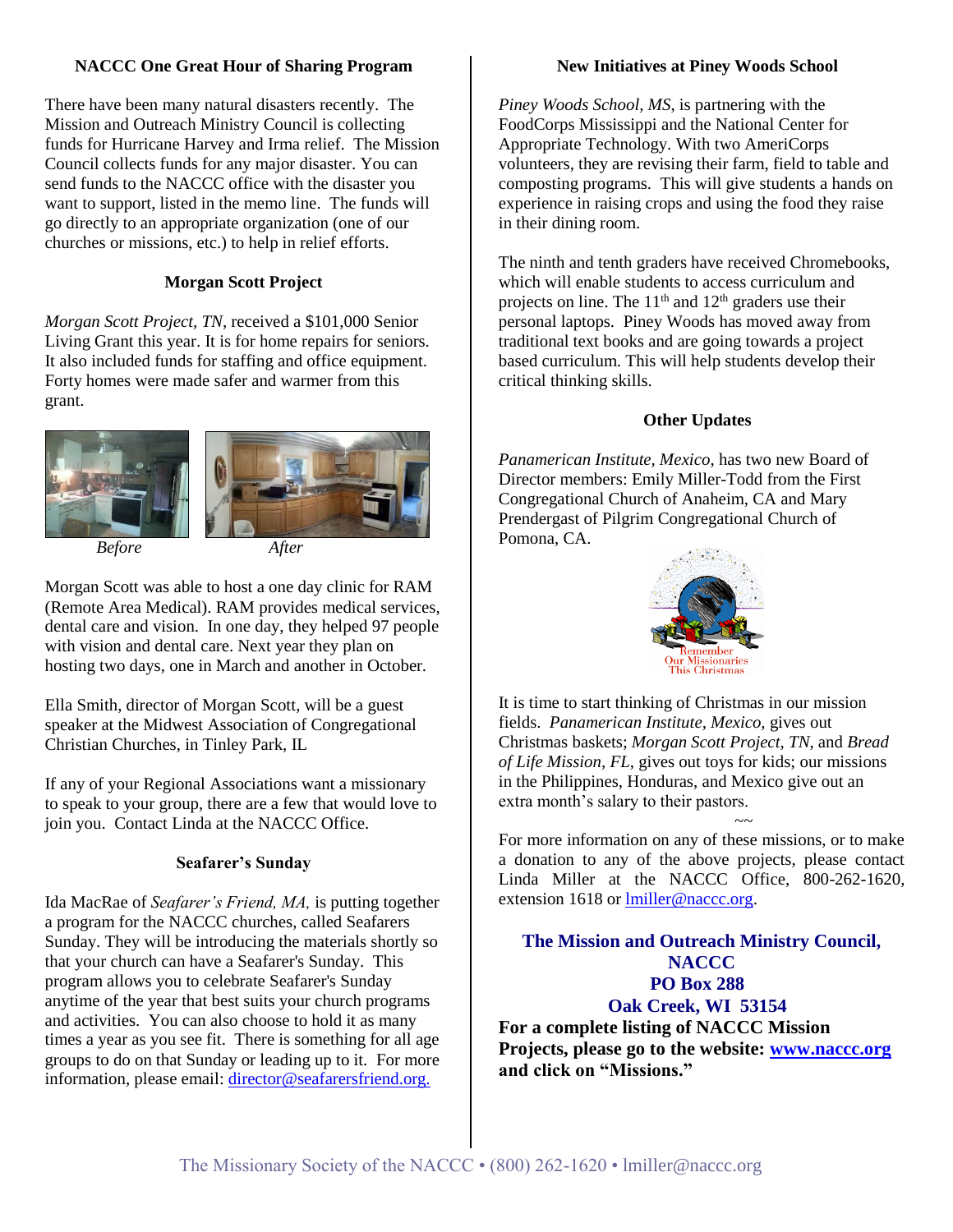### NACCC One Great Hour of Sharing Program

There have been many natural disasters recently. The Mission and Outreach Ministry Council is collecting funds for Hurricane Harvey and Irma relief. The Mission Council collects funds for any major disaster. You can send funds to the NACCC office with the disaster you want to support, listed in the memo line. The funds will go directly to an appropriate organization (one of our churches or missions, etc.) to help in relief efforts.

### Morgan Scott Project

*Morgan Scott Project, TN*, received a $101,000 Senior Living Grant this year. It is for home repairs for seniors. It also included funds for staffing and office equipment. Forty homes were made safer and warmer from this grant.

*Before* *After*

Morgan Scott was able to host a one day clinic for RAM (Remote Area Medical). RAM provides medical services, dental care and vision. In one day, they helped 97 people with vision and dental care. Next year they plan on hosting two days, one in March and another in October.

Ella Smith, director of Morgan Scott, will be a guest speaker at the Midwest Association of Congregational Christian Churches, in Tinley Park, IL

If any of your Regional Associations want a missionary to speak to your group, there are a few that would love to join you. Contact Linda at the NACCC Office.

### Seafarer's Sunday

Ida MacRae of *Seafarer's Friend, MA,* is putting together a program for the NACCC churches, called Seafarers Sunday. They will be introducing the materials shortly so that your church can have a Seafarer's Sunday. This program allows you to celebrate Seafarer's Sunday anytime of the year that best suits your church programs and activities. You can also choose to hold it as many times a year as you see fit. There is something for all age groups to do on that Sunday or leading up to it. For more information, please email: director@seafarersfriend.org.

### New Initiatives at Piney Woods School

*Piney Woods School, MS*, is partnering with the FoodCorps Mississippi and the National Center for Appropriate Technology. With two AmeriCorps volunteers, they are revising their farm, field to table and composting programs. This will give students a hands on experience in raising crops and using the food they raise in their dining room.

The ninth and tenth graders have received Chromebooks, which will enable students to access curriculum and projects on line. The 11th and 12th graders use their personal laptops. Piney Woods has moved away from traditional text books and are going towards a project based curriculum. This will help students develop their critical thinking skills.

### Other Updates

*Panamerican Institute, Mexico*, has two new Board of Director members: Emily Miller-Todd from the First Congregational Church of Anaheim, CA and Mary Prendergast of Pilgrim Congregational Church of Pomona, CA.

Remember Our Missionaries This Christmas

It is time to start thinking of Christmas in our mission fields. *Panamerican Institute, Mexico,* gives out Christmas baskets; *Morgan Scott Project, TN,* and *Bread of Life Mission, FL,* gives out toys for kids; our missions in the Philippines, Honduras, and Mexico give out an extra month's salary to their pastors.

~~

For more information on any of these missions, or to make a donation to any of the above projects, please contact Linda Miller at the NACCC Office, 800-262-1620, extension 1618 or lmiller@naccc.org.

**The Mission and Outreach Ministry Council, NACCC**
**PO Box 288**
**Oak Creek, WI 53154**

**For a complete listing of NACCC Mission Projects, please go to the website: www.naccc.org and click on "Missions."**